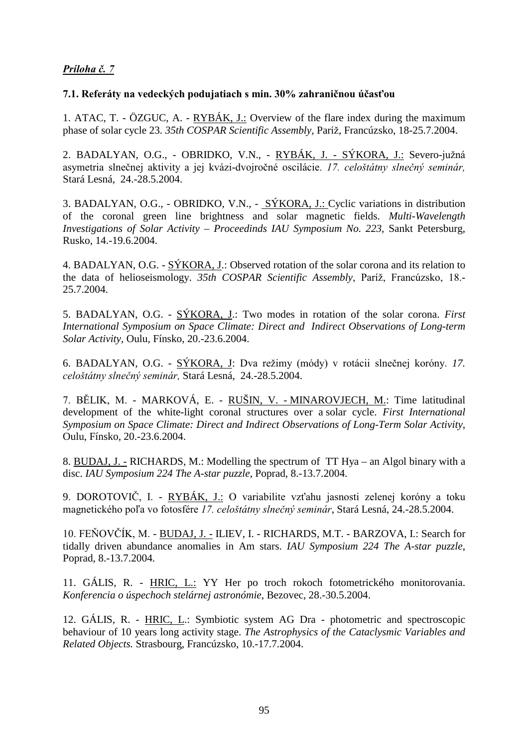***Príloha č. 7***

**7.1. Referáty na vedeckých podujatiach s min. 30% zahraničnou účasťou**

1. ATAC, T. - ÖZGUC, A. - <u>RYBÁK, J.:</u> Overview of the flare index during the maximum phase of solar cycle 23. *35th COSPAR Scientific Assembly,* Paríž, Francúzsko, 18-25.7.2004.

2. BADALYAN, O.G., - OBRIDKO, V.N., - <u>RYBÁK, J. - SÝKORA, J.:</u> Severo-južná asymetria slnečnej aktivity a jej kvázi-dvojročné oscilácie. *17. celoštátny slnečný seminár,* Stará Lesná, 24.-28.5.2004.

3. BADALYAN, O.G., - OBRIDKO, V.N., - <u>SÝKORA, J.:</u> Cyclic variations in distribution of the coronal green line brightness and solar magnetic fields. *Multi-Wavelength Investigations of Solar Activity – Proceedinds IAU Symposium No. 223,* Sankt Petersburg, Rusko, 14.-19.6.2004.

4. BADALYAN, O.G. - <u>SÝKORA, J</u>.: Observed rotation of the solar corona and its relation to the data of helioseismology. *35th COSPAR Scientific Assembly*, Paríž, Francúzsko, 18.-25.7.2004.

5. BADALYAN, O.G. - <u>SÝKORA, J</u>.: Two modes in rotation of the solar corona. *First International Symposium on Space Climate: Direct and Indirect Observations of Long-term Solar Activity,* Oulu, Fínsko, 20.-23.6.2004.

6. BADALYAN, O.G. - <u>SÝKORA, J</u>: Dva režimy (módy) v rotácii slnečnej koróny. *17. celoštátny slnečný seminár,* Stará Lesná, 24.-28.5.2004.

7. BĚLIK, M. - MARKOVÁ, E. - <u>RUŠIN, V. - MINAROVJECH, M.</u>: Time latitudinal development of the white-light coronal structures over a solar cycle. *First International Symposium on Space Climate: Direct and Indirect Observations of Long-Term Solar Activity*, Oulu, Fínsko, 20.-23.6.2004.

8. <u>BUDAJ, J. -</u> RICHARDS, M.: Modelling the spectrum of TT Hya – an Algol binary with a disc. *IAU Symposium 224 The A-star puzzle,* Poprad, 8.-13.7.2004.

9. DOROTOVIČ, I. - <u>RYBÁK, J.:</u> O variabilite vzťahu jasnosti zelenej koróny a toku magnetického poľa vo fotosfére *17. celoštátny slnečný seminár*, Stará Lesná, 24.-28.5.2004.

10. FEŇOVČÍK, M. - <u>BUDAJ, J. -</u> ILIEV, I. - RICHARDS, M.T. - BARZOVA, I.: Search for tidally driven abundance anomalies in Am stars. *IAU Symposium 224 The A-star puzzle*, Poprad, 8.-13.7.2004.

11. GÁLIS, R. - <u>HRIC, L.:</u> YY Her po troch rokoch fotometrického monitorovania. *Konferencia o úspechoch stelárnej astronómie,* Bezovec, 28.-30.5.2004.

12. GÁLIS, R. - <u>HRIC, L</u>.: Symbiotic system AG Dra - photometric and spectroscopic behaviour of 10 years long activity stage. *The Astrophysics of the Cataclysmic Variables and Related Objects.* Strasbourg, Francúzsko, 10.-17.7.2004.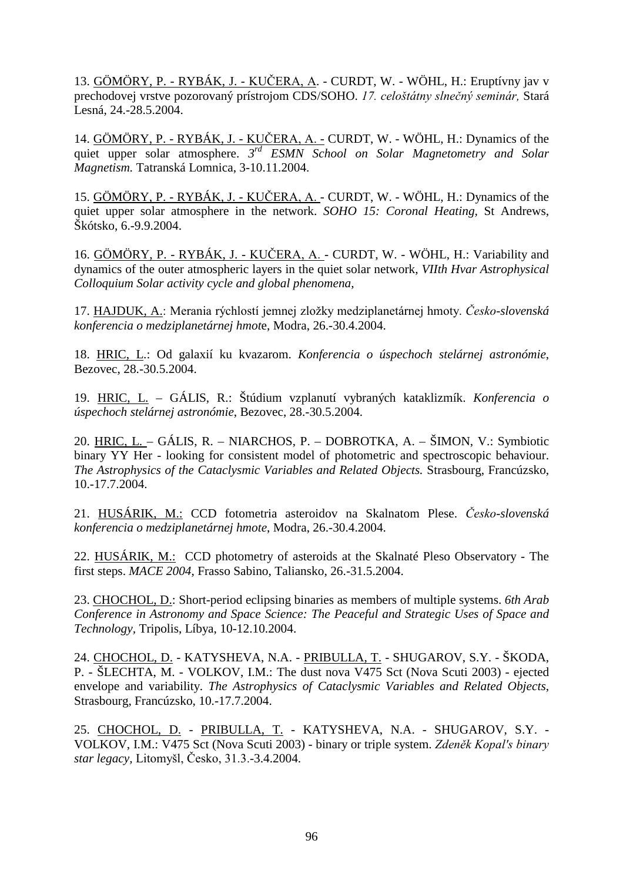13. <u>GÖMÖRY, P. - RYBÁK, J. - KUČERA, A</u>. - CURDT, W. - WÖHL, H.: Eruptívny jav v prechodovej vrstve pozorovaný prístrojom CDS/SOHO. *17. celoštátny slnečný seminár,* Stará Lesná, 24.-28.5.2004.

14. <u>GÖMÖRY, P. - RYBÁK, J. - KUČERA, A. -</u> CURDT, W. - WÖHL, H.: Dynamics of the quiet upper solar atmosphere. *3rd ESMN School on Solar Magnetometry and Solar Magnetism.* Tatranská Lomnica, 3-10.11.2004.

15. <u>GÖMÖRY, P. - RYBÁK, J. - KUČERA, A.</u> - CURDT, W. - WÖHL, H.: Dynamics of the quiet upper solar atmosphere in the network. *SOHO 15: Coronal Heating,* St Andrews, Škótsko, 6.-9.9.2004.

16. <u>GÖMÖRY, P. - RYBÁK, J. - KUČERA, A.</u> - CURDT, W. - WÖHL, H.: Variability and dynamics of the outer atmospheric layers in the quiet solar network, *VIIth Hvar Astrophysical Colloquium Solar activity cycle and global phenomena*,

17. <u>HAJDUK, A.</u>: Merania rýchlostí jemnej zložky medziplanetárnej hmoty. *Česko-slovenská konferencia o medziplanetárnej hmot*e, Modra, 26.-30.4.2004.

18. <u>HRIC, L</u>.: Od galaxií ku kvazarom. *Konferencia o úspechoch stelárnej astronómie*, Bezovec, 28.-30.5.2004.

19. <u>HRIC, L.</u> – GÁLIS, R.: Štúdium vzplanutí vybraných kataklizmík. *Konferencia o úspechoch stelárnej astronómie*, Bezovec, 28.-30.5.2004.

20. <u>HRIC, L.</u> – GÁLIS, R. – NIARCHOS, P. – DOBROTKA, A. – ŠIMON, V.: Symbiotic binary YY Her - looking for consistent model of photometric and spectroscopic behaviour. *The Astrophysics of the Cataclysmic Variables and Related Objects.* Strasbourg, Francúzsko, 10.-17.7.2004.

21. <u>HUSÁRIK, M.:</u> CCD fotometria asteroidov na Skalnatom Plese. *Česko-slovenská konferencia o medziplanetárnej hmote*, Modra, 26.-30.4.2004.

22. <u>HUSÁRIK, M.:</u> CCD photometry of asteroids at the Skalnaté Pleso Observatory - The first steps. *MACE 2004*, Frasso Sabino, Taliansko, 26.-31.5.2004.

23. <u>CHOCHOL, D.</u>: Short-period eclipsing binaries as members of multiple systems. *6th Arab Conference in Astronomy and Space Science: The Peaceful and Strategic Uses of Space and Technology*, Tripolis, Líbya, 10-12.10.2004.

24. <u>CHOCHOL, D.</u> - KATYSHEVA, N.A. - <u>PRIBULLA, T.</u> - SHUGAROV, S.Y. - ŠKODA, P. - ŠLECHTA, M. - VOLKOV, I.M.: The dust nova V475 Sct (Nova Scuti 2003) - ejected envelope and variability. *The Astrophysics of Cataclysmic Variables and Related Objects*, Strasbourg, Francúzsko, 10.-17.7.2004.

25. <u>CHOCHOL, D.</u> - <u>PRIBULLA, T.</u> - KATYSHEVA, N.A. - SHUGAROV, S.Y. - VOLKOV, I.M.: V475 Sct (Nova Scuti 2003) - binary or triple system. *Zdeněk Kopal's binary star legacy*, Litomyšl, Česko, 31.3.-3.4.2004.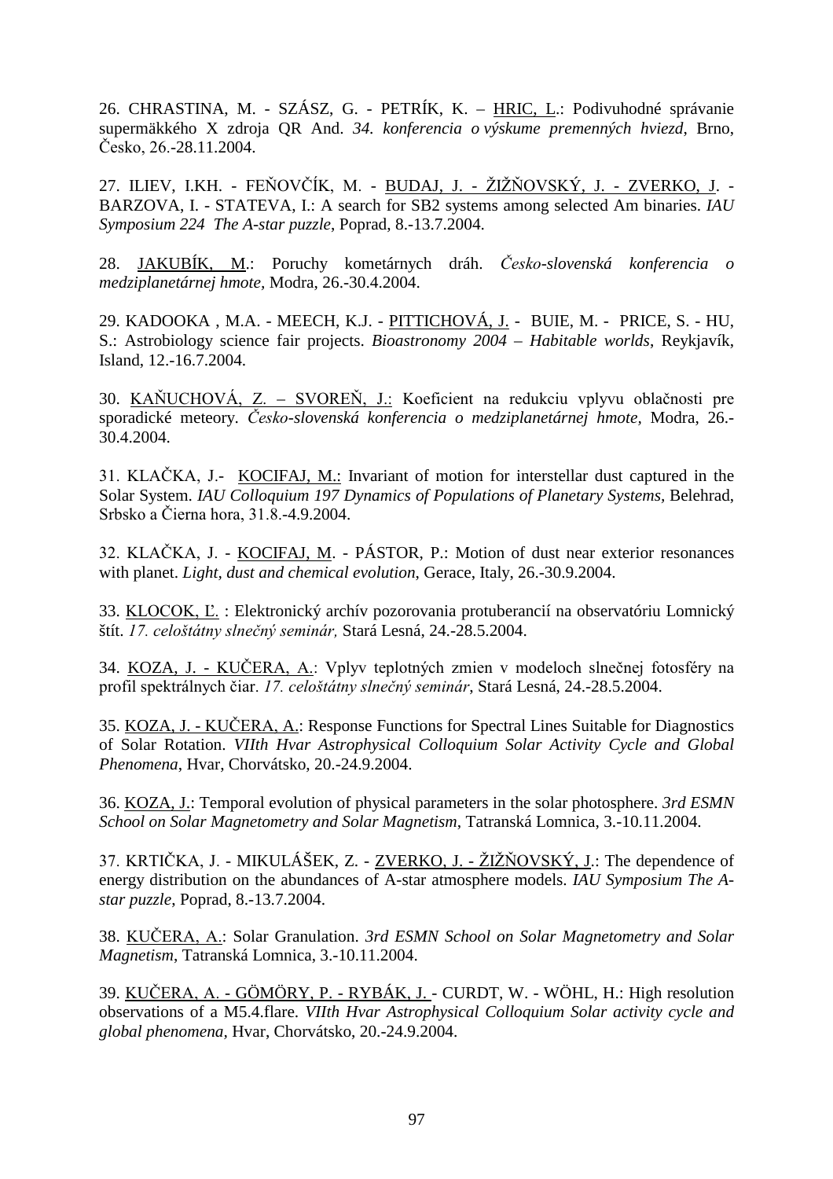26. CHRASTINA, M. - SZÁSZ, G. - PETRÍK, K. – HRIC, L.: Podivuhodné správanie supermäkkého X zdroja QR And. *34. konferencia o výskume premenných hviezd*, Brno, Česko, 26.-28.11.2004.

27. ILIEV, I.KH. - FEŇOVČÍK, M. - BUDAJ, J. - ŽIŽŇOVSKÝ, J. - ZVERKO, J. - BARZOVA, I. - STATEVA, I.: A search for SB2 systems among selected Am binaries. *IAU Symposium 224 The A-star puzzle*, Poprad, 8.-13.7.2004.

28. JAKUBÍK, M.: Poruchy kometárnych dráh. *Česko-slovenská konferencia o medziplanetárnej hmote*, Modra, 26.-30.4.2004.

29. KADOOKA , M.A. - MEECH, K.J. - PITTICHOVÁ, J. - BUIE, M. - PRICE, S. - HU, S.: Astrobiology science fair projects. *Bioastronomy 2004 – Habitable worlds*, Reykjavík, Island, 12.-16.7.2004.

30. KAŇUCHOVÁ, Z. – SVOREŇ, J.: Koeficient na redukciu vplyvu oblačnosti pre sporadické meteory. *Česko-slovenská konferencia o medziplanetárnej hmote*, Modra, 26.-30.4.2004.

31. KLAČKA, J.- KOCIFAJ, M.: Invariant of motion for interstellar dust captured in the Solar System. *IAU Colloquium 197 Dynamics of Populations of Planetary Systems*, Belehrad, Srbsko a Čierna hora, 31.8.-4.9.2004.

32. KLAČKA, J. - KOCIFAJ, M. - PÁSTOR, P.: Motion of dust near exterior resonances with planet. *Light, dust and chemical evolution*, Gerace, Italy, 26.-30.9.2004.

33. KLOCOK, Ľ. : Elektronický archív pozorovania protuberancií na observatóriu Lomnický štít. *17. celoštátny slnečný seminár,* Stará Lesná, 24.-28.5.2004.

34. KOZA, J. - KUČERA, A.: Vplyv teplotných zmien v modeloch slnečnej fotosféry na profil spektrálnych čiar. *17. celoštátny slnečný seminár*, Stará Lesná, 24.-28.5.2004.

35. KOZA, J. - KUČERA, A.: Response Functions for Spectral Lines Suitable for Diagnostics of Solar Rotation. *VIIth Hvar Astrophysical Colloquium Solar Activity Cycle and Global Phenomena*, Hvar, Chorvátsko, 20.-24.9.2004.

36. KOZA, J.: Temporal evolution of physical parameters in the solar photosphere. *3rd ESMN School on Solar Magnetometry and Solar Magnetism*, Tatranská Lomnica, 3.-10.11.2004.

37. KRTIČKA, J. - MIKULÁŠEK, Z. - ZVERKO, J. - ŽIŽŇOVSKÝ, J.: The dependence of energy distribution on the abundances of A-star atmosphere models. *IAU Symposium The A-star puzzle*, Poprad, 8.-13.7.2004.

38. KUČERA, A.: Solar Granulation. *3rd ESMN School on Solar Magnetometry and Solar Magnetism*, Tatranská Lomnica, 3.-10.11.2004.

39. KUČERA, A. - GÖMÖRY, P. - RYBÁK, J. - CURDT, W. - WÖHL, H.: High resolution observations of a M5.4.flare. *VIIth Hvar Astrophysical Colloquium Solar activity cycle and global phenomena,* Hvar, Chorvátsko, 20.-24.9.2004.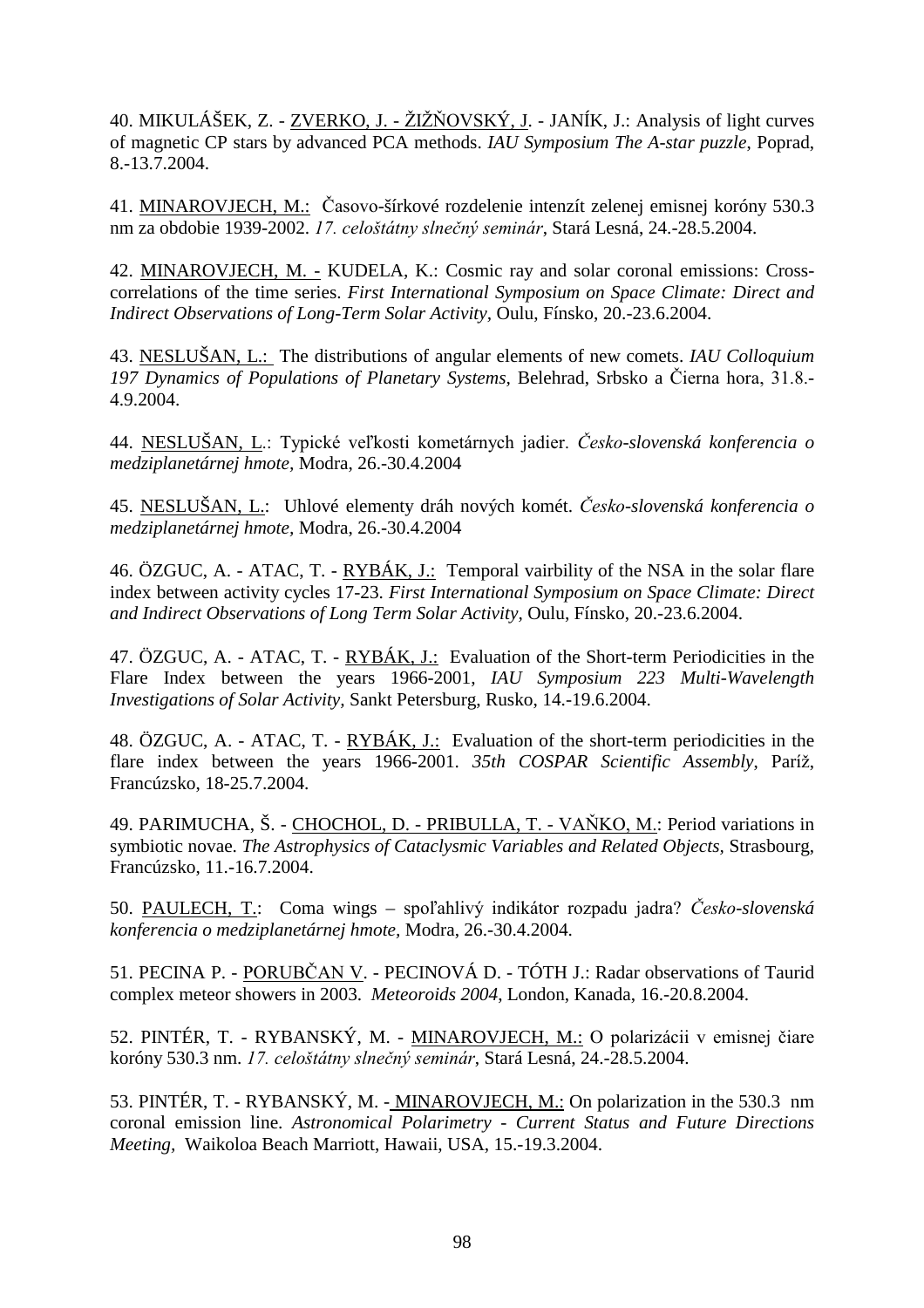40. MIKULÁŠEK, Z. - ZVERKO, J. - ŽIŽŇOVSKÝ, J. - JANÍK, J.: Analysis of light curves of magnetic CP stars by advanced PCA methods. *IAU Symposium The A-star puzzle*, Poprad, 8.-13.7.2004.

41. MINAROVJECH, M.: Časovo-šírkové rozdelenie intenzít zelenej emisnej koróny 530.3 nm za obdobie 1939-2002. *17. celoštátny slnečný seminár*, Stará Lesná, 24.-28.5.2004.

42. MINAROVJECH, M. - KUDELA, K.: Cosmic ray and solar coronal emissions: Cross-correlations of the time series. *First International Symposium on Space Climate: Direct and Indirect Observations of Long-Term Solar Activity*, Oulu, Fínsko, 20.-23.6.2004.

43. NESLUŠAN, L.: The distributions of angular elements of new comets. *IAU Colloquium 197 Dynamics of Populations of Planetary Systems*, Belehrad, Srbsko a Čierna hora, 31.8.-4.9.2004.

44. NESLUŠAN, L.: Typické veľkosti kometárnych jadier. *Česko-slovenská konferencia o medziplanetárnej hmote*, Modra, 26.-30.4.2004

45. NESLUŠAN, L.: Uhlové elementy dráh nových komét. *Česko-slovenská konferencia o medziplanetárnej hmote*, Modra, 26.-30.4.2004

46. ÖZGUC, A. - ATAC, T. - RYBÁK, J.: Temporal vairbility of the NSA in the solar flare index between activity cycles 17-23. *First International Symposium on Space Climate: Direct and Indirect Observations of Long Term Solar Activity*, Oulu, Fínsko, 20.-23.6.2004.

47. ÖZGUC, A. - ATAC, T. - RYBÁK, J.: Evaluation of the Short-term Periodicities in the Flare Index between the years 1966-2001, *IAU Symposium 223 Multi-Wavelength Investigations of Solar Activity*, Sankt Petersburg, Rusko, 14.-19.6.2004.

48. ÖZGUC, A. - ATAC, T. - RYBÁK, J.: Evaluation of the short-term periodicities in the flare index between the years 1966-2001. *35th COSPAR Scientific Assembly*, Paríž, Francúzsko, 18-25.7.2004.

49. PARIMUCHA, Š. - CHOCHOL, D. - PRIBULLA, T. - VAŇKO, M.: Period variations in symbiotic novae. *The Astrophysics of Cataclysmic Variables and Related Objects*, Strasbourg, Francúzsko, 11.-16.7.2004.

50. PAULECH, T.: Coma wings – spoľahlivý indikátor rozpadu jadra? *Česko-slovenská konferencia o medziplanetárnej hmote*, Modra, 26.-30.4.2004.

51. PECINA P. - PORUBČAN V. - PECINOVÁ D. - TÓTH J.: Radar observations of Taurid complex meteor showers in 2003. *Meteoroids 2004*, London, Kanada, 16.-20.8.2004.

52. PINTÉR, T. - RYBANSKÝ, M. - MINAROVJECH, M.: O polarizácii v emisnej čiare koróny 530.3 nm. *17. celoštátny slnečný seminár*, Stará Lesná, 24.-28.5.2004.

53. PINTÉR, T. - RYBANSKÝ, M. - MINAROVJECH, M.: On polarization in the 530.3 nm coronal emission line. *Astronomical Polarimetry - Current Status and Future Directions Meeting*, Waikoloa Beach Marriott, Hawaii, USA, 15.-19.3.2004.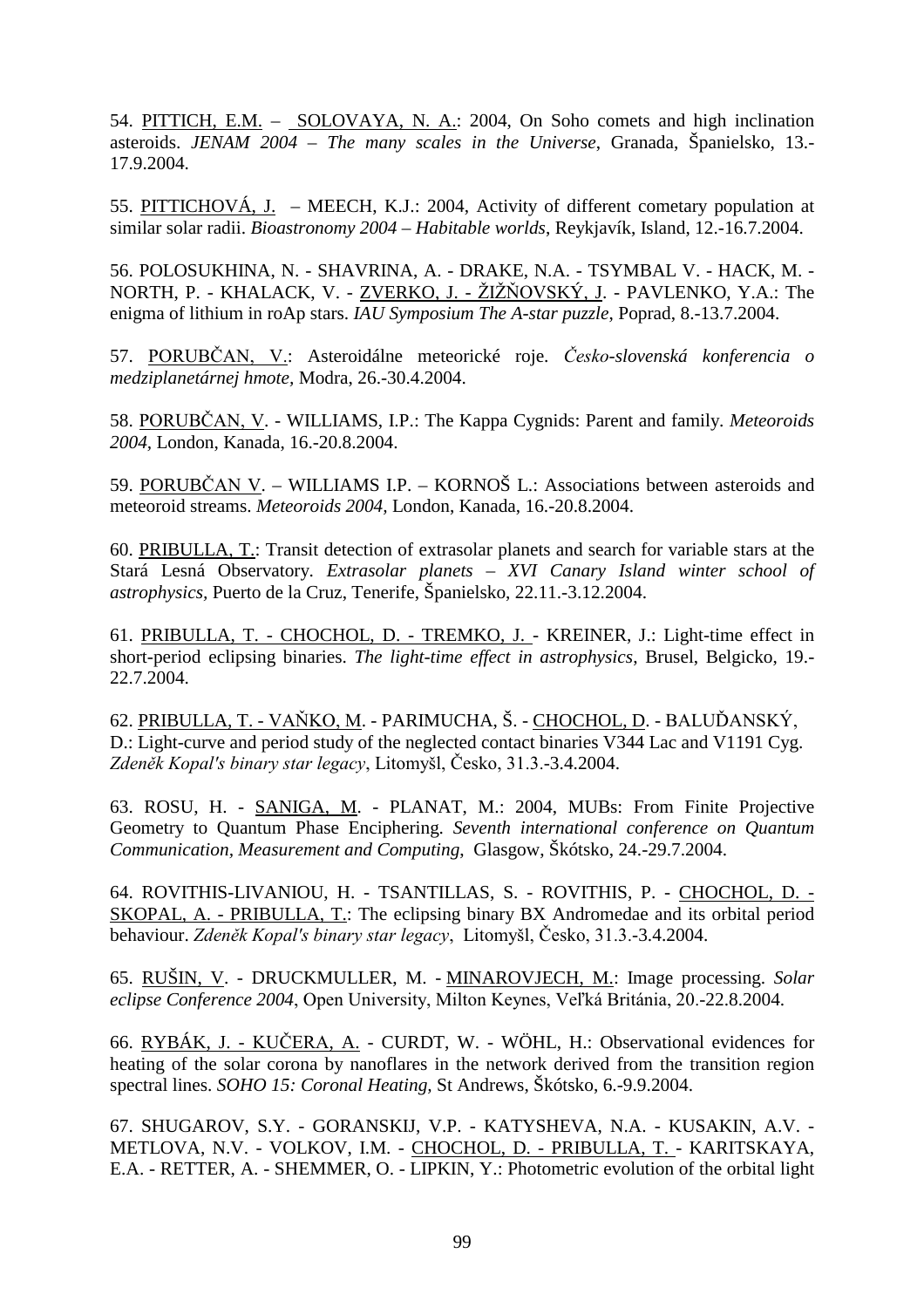54. PITTICH, E.M. – SOLOVAYA, N. A.: 2004, On Soho comets and high inclination asteroids. *JENAM 2004 – The many scales in the Universe*, Granada, Španielsko, 13.-17.9.2004.

55. PITTICHOVÁ, J. – MEECH, K.J.: 2004, Activity of different cometary population at similar solar radii. *Bioastronomy 2004 – Habitable worlds*, Reykjavík, Island, 12.-16.7.2004.

56. POLOSUKHINA, N. - SHAVRINA, A. - DRAKE, N.A. - TSYMBAL V. - HACK, M. - NORTH, P. - KHALACK, V. - ZVERKO, J. - ŽIŽŇOVSKÝ, J. - PAVLENKO, Y.A.: The enigma of lithium in roAp stars. *IAU Symposium The A-star puzzle*, Poprad, 8.-13.7.2004.

57. PORUBČAN, V.: Asteroidálne meteorické roje. *Česko-slovenská konferencia o medziplanetárnej hmote*, Modra, 26.-30.4.2004.

58. PORUBČAN, V. - WILLIAMS, I.P.: The Kappa Cygnids: Parent and family. *Meteoroids 2004*, London, Kanada, 16.-20.8.2004.

59. PORUBČAN V. – WILLIAMS I.P. – KORNOŠ L.: Associations between asteroids and meteoroid streams. *Meteoroids 2004*, London, Kanada, 16.-20.8.2004.

60. PRIBULLA, T.: Transit detection of extrasolar planets and search for variable stars at the Stará Lesná Observatory. *Extrasolar planets – XVI Canary Island winter school of astrophysics*, Puerto de la Cruz, Tenerife, Španielsko, 22.11.-3.12.2004.

61. PRIBULLA, T. - CHOCHOL, D. - TREMKO, J. - KREINER, J.: Light-time effect in short-period eclipsing binaries. *The light-time effect in astrophysics*, Brusel, Belgicko, 19.-22.7.2004.

62. PRIBULLA, T. - VAŇKO, M. - PARIMUCHA, Š. - CHOCHOL, D. - BALUĎANSKÝ, D.: Light-curve and period study of the neglected contact binaries V344 Lac and V1191 Cyg. *Zdeněk Kopal's binary star legacy*, Litomyšl, Česko, 31.3.-3.4.2004.

63. ROSU, H. - SANIGA, M. - PLANAT, M.: 2004, MUBs: From Finite Projective Geometry to Quantum Phase Enciphering. *Seventh international conference on Quantum Communication, Measurement and Computing*, Glasgow, Škótsko, 24.-29.7.2004.

64. ROVITHIS-LIVANIOU, H. - TSANTILLAS, S. - ROVITHIS, P. - CHOCHOL, D. - SKOPAL, A. - PRIBULLA, T.: The eclipsing binary BX Andromedae and its orbital period behaviour. *Zdeněk Kopal's binary star legacy*, Litomyšl, Česko, 31.3.-3.4.2004.

65. RUŠIN, V. - DRUCKMULLER, M. - MINAROVJECH, M.: Image processing. *Solar eclipse Conference 2004*, Open University, Milton Keynes, Veľká Británia, 20.-22.8.2004.

66. RYBÁK, J. - KUČERA, A. - CURDT, W. - WÖHL, H.: Observational evidences for heating of the solar corona by nanoflares in the network derived from the transition region spectral lines. *SOHO 15: Coronal Heating*, St Andrews, Škótsko, 6.-9.9.2004.

67. SHUGAROV, S.Y. - GORANSKIJ, V.P. - KATYSHEVA, N.A. - KUSAKIN, A.V. - METLOVA, N.V. - VOLKOV, I.M. - CHOCHOL, D. - PRIBULLA, T. - KARITSKAYA, E.A. - RETTER, A. - SHEMMER, O. - LIPKIN, Y.: Photometric evolution of the orbital light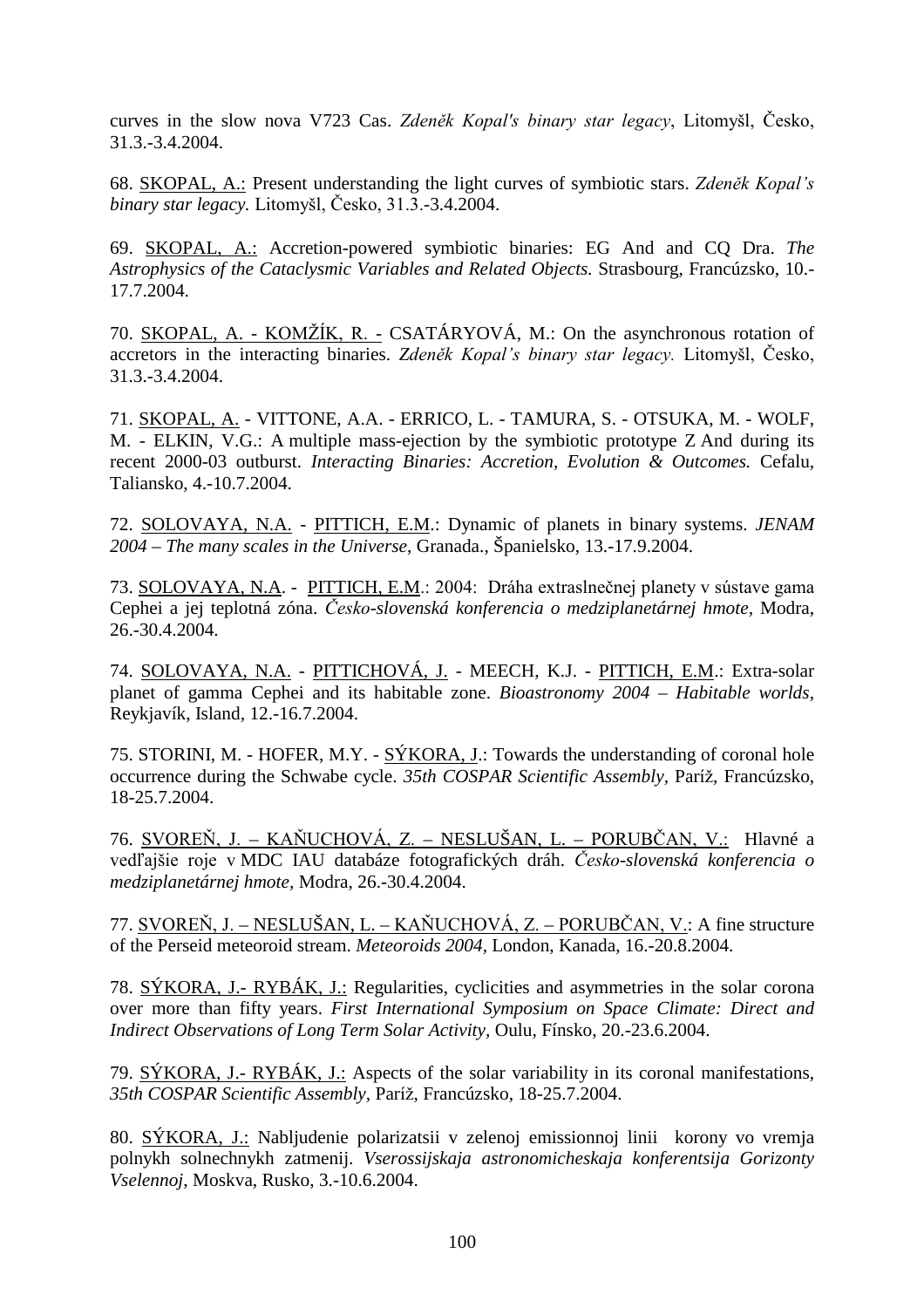curves in the slow nova V723 Cas. *Zdeněk Kopal's binary star legacy*, Litomyšl, Česko, 31.3.-3.4.2004.

68. SKOPAL, A.: Present understanding the light curves of symbiotic stars. *Zdeněk Kopal's binary star legacy.* Litomyšl, Česko, 31.3.-3.4.2004.

69. SKOPAL, A.: Accretion-powered symbiotic binaries: EG And and CQ Dra. *The Astrophysics of the Cataclysmic Variables and Related Objects.* Strasbourg, Francúzsko, 10.-17.7.2004.

70. SKOPAL, A. - KOMŽÍK, R. - CSATÁRYOVÁ, M.: On the asynchronous rotation of accretors in the interacting binaries. *Zdeněk Kopal's binary star legacy.* Litomyšl, Česko, 31.3.-3.4.2004.

71. SKOPAL, A. - VITTONE, A.A. - ERRICO, L. - TAMURA, S. - OTSUKA, M. - WOLF, M. - ELKIN, V.G.: A multiple mass-ejection by the symbiotic prototype Z And during its recent 2000-03 outburst. *Interacting Binaries: Accretion, Evolution & Outcomes.* Cefalu, Taliansko, 4.-10.7.2004.

72. SOLOVAYA, N.A. - PITTICH, E.M.: Dynamic of planets in binary systems. *JENAM 2004 – The many scales in the Universe*, Granada., Španielsko, 13.-17.9.2004.

73. SOLOVAYA, N.A. - PITTICH, E.M.: 2004: Dráha extraslnečnej planety v sústave gama Cephei a jej teplotná zóna. *Česko-slovenská konferencia o medziplanetárnej hmote,* Modra, 26.-30.4.2004.

74. SOLOVAYA, N.A. - PITTICHOVÁ, J. - MEECH, K.J. - PITTICH, E.M.: Extra-solar planet of gamma Cephei and its habitable zone. *Bioastronomy 2004 – Habitable worlds*, Reykjavík, Island, 12.-16.7.2004.

75. STORINI, M. - HOFER, M.Y. - SÝKORA, J.: Towards the understanding of coronal hole occurrence during the Schwabe cycle. *35th COSPAR Scientific Assembly,* Paríž, Francúzsko, 18-25.7.2004.

76. SVOREŇ, J. – KAŇUCHOVÁ, Z. – NESLUŠAN, L. – PORUBČAN, V.: Hlavné a vedľajšie roje v MDC IAU databáze fotografických dráh. *Česko-slovenská konferencia o medziplanetárnej hmote*, Modra, 26.-30.4.2004.

77. SVOREŇ, J. – NESLUŠAN, L. – KAŇUCHOVÁ, Z. – PORUBČAN, V.: A fine structure of the Perseid meteoroid stream. *Meteoroids 2004,* London, Kanada, 16.-20.8.2004.

78. SÝKORA, J.- RYBÁK, J.: Regularities, cyclicities and asymmetries in the solar corona over more than fifty years. *First International Symposium on Space Climate: Direct and Indirect Observations of Long Term Solar Activity,* Oulu, Fínsko, 20.-23.6.2004.

79. SÝKORA, J.- RYBÁK, J.: Aspects of the solar variability in its coronal manifestations, *35th COSPAR Scientific Assembly,* Paríž, Francúzsko, 18-25.7.2004.

80. SÝKORA, J.: Nabljudenie polarizatsii v zelenoj emissionnoj linii korony vo vremja polnykh solnechnykh zatmenij. *Vserossijskaja astronomicheskaja konferentsija Gorizonty Vselennoj*, Moskva, Rusko, 3.-10.6.2004.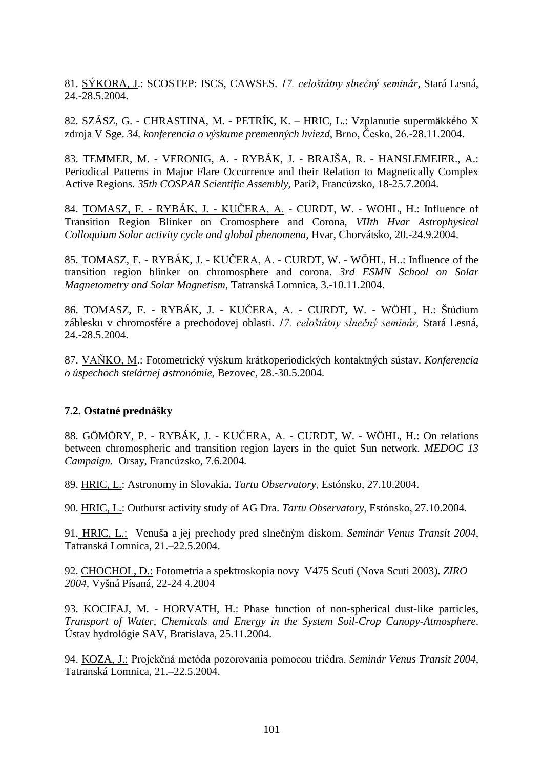81. SÝKORA, J.: SCOSTEP: ISCS, CAWSES. *17. celoštátny slnečný seminár*, Stará Lesná, 24.-28.5.2004.

82. SZÁSZ, G. - CHRASTINA, M. - PETRÍK, K. – HRIC, L.: Vzplanutie supermäkkého X zdroja V Sge. *34. konferencia o výskume premenných hviezd*, Brno, Česko, 26.-28.11.2004.

83. TEMMER, M. - VERONIG, A. - RYBÁK, J. - BRAJŠA, R. - HANSLEMEIER., A.: Periodical Patterns in Major Flare Occurrence and their Relation to Magnetically Complex Active Regions. *35th COSPAR Scientific Assembly*, Paríž, Francúzsko, 18-25.7.2004.

84. TOMASZ, F. - RYBÁK, J. - KUČERA, A. - CURDT, W. - WOHL, H.: Influence of Transition Region Blinker on Cromosphere and Corona, *VIIth Hvar Astrophysical Colloquium Solar activity cycle and global phenomena*, Hvar, Chorvátsko, 20.-24.9.2004.

85. TOMASZ, F. - RYBÁK, J. - KUČERA, A. - CURDT, W. - WÖHL, H..: Influence of the transition region blinker on chromosphere and corona. *3rd ESMN School on Solar Magnetometry and Solar Magnetism*, Tatranská Lomnica, 3.-10.11.2004.

86. TOMASZ, F. - RYBÁK, J. - KUČERA, A. - CURDT, W. - WÖHL, H.: Štúdium záblesku v chromosfére a prechodovej oblasti. *17. celoštátny slnečný seminár,* Stará Lesná, 24.-28.5.2004.

87. VAŇKO, M.: Fotometrický výskum krátkoperiodických kontaktných sústav. *Konferencia o úspechoch stelárnej astronómie*, Bezovec, 28.-30.5.2004.

### 7.2. Ostatné prednášky

88. GÖMÖRY, P. - RYBÁK, J. - KUČERA, A. - CURDT, W. - WÖHL, H.: On relations between chromospheric and transition region layers in the quiet Sun network. *MEDOC 13 Campaign.* Orsay, Francúzsko, 7.6.2004.

89. HRIC, L.: Astronomy in Slovakia. *Tartu Observatory*, Estónsko, 27.10.2004.

90. HRIC, L.: Outburst activity study of AG Dra. *Tartu Observatory*, Estónsko, 27.10.2004.

91. HRIC, L.: Venuša a jej prechody pred slnečným diskom. *Seminár Venus Transit 2004*, Tatranská Lomnica, 21.–22.5.2004.

92. CHOCHOL, D.: Fotometria a spektroskopia novy V475 Scuti (Nova Scuti 2003). *ZIRO 2004*, Vyšná Písaná, 22-24 4.2004

93. KOCIFAJ, M. - HORVATH, H.: Phase function of non-spherical dust-like particles, *Transport of Water, Chemicals and Energy in the System Soil-Crop Canopy-Atmosphere*. Ústav hydrológie SAV, Bratislava, 25.11.2004.

94. KOZA, J.: Projekčná metóda pozorovania pomocou triédra. *Seminár Venus Transit 2004*, Tatranská Lomnica, 21.–22.5.2004.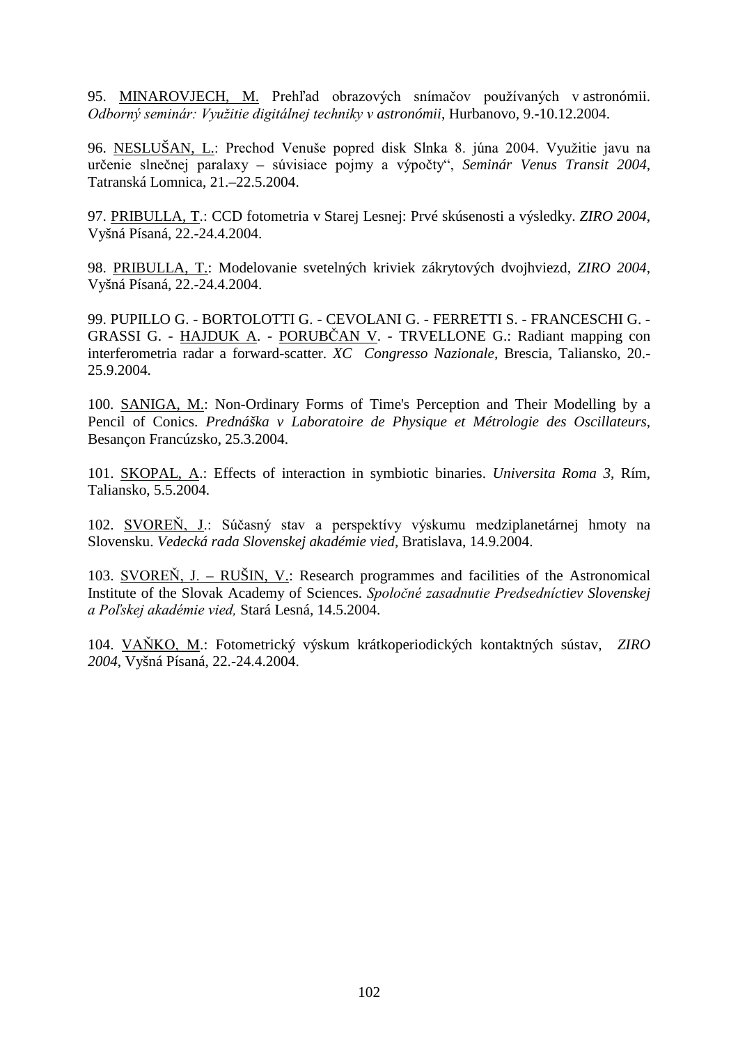95. MINAROVJECH, M. Prehľad obrazových snímačov používaných v astronómii. *Odborný seminár: Využitie digitálnej techniky v astronómii*, Hurbanovo, 9.-10.12.2004.

96. NESLUŠAN, L.: Prechod Venuše popred disk Slnka 8. júna 2004. Využitie javu na určenie slnečnej paralaxy – súvisiace pojmy a výpočty", *Seminár Venus Transit 2004*, Tatranská Lomnica, 21.–22.5.2004.

97. PRIBULLA, T.: CCD fotometria v Starej Lesnej: Prvé skúsenosti a výsledky. *ZIRO 2004*, Vyšná Písaná, 22.-24.4.2004.

98. PRIBULLA, T.: Modelovanie svetelných kriviek zákrytových dvojhviezd, *ZIRO 2004*, Vyšná Písaná, 22.-24.4.2004.

99. PUPILLO G. - BORTOLOTTI G. - CEVOLANI G. - FERRETTI S. - FRANCESCHI G. - GRASSI G. - HAJDUK A. - PORUBČAN V. - TRVELLONE G.: Radiant mapping con interferometria radar a forward-scatter. *XC Congresso Nazionale*, Brescia, Taliansko, 20.-25.9.2004.

100. SANIGA, M.: Non-Ordinary Forms of Time's Perception and Their Modelling by a Pencil of Conics. *Prednáška v Laboratoire de Physique et Métrologie des Oscillateurs*, Besançon Francúzsko, 25.3.2004.

101. SKOPAL, A.: Effects of interaction in symbiotic binaries. *Universita Roma 3*, Rím, Taliansko, 5.5.2004.

102. SVOREŇ, J.: Súčasný stav a perspektívy výskumu medziplanetárnej hmoty na Slovensku. *Vedecká rada Slovenskej akadémie vied*, Bratislava, 14.9.2004.

103. SVOREŇ, J. – RUŠIN, V.: Research programmes and facilities of the Astronomical Institute of the Slovak Academy of Sciences. *Spoločné zasadnutie Predsedníctiev Slovenskej a Poľskej akadémie vied,* Stará Lesná, 14.5.2004.

104. VAŇKO, M.: Fotometrický výskum krátkoperiodických kontaktných sústav, *ZIRO 2004*, Vyšná Písaná, 22.-24.4.2004.